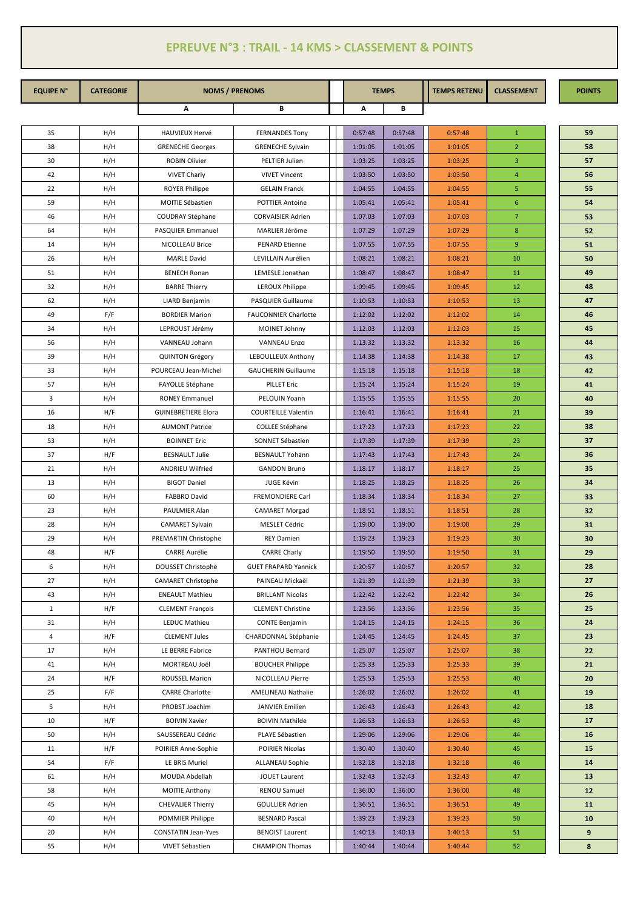# EPREUVE N°3 : TRAIL - 14 KMS > CLASSEMENT & POINTS

| EQUIPE N° | CATEGORIE | NOMS / PRENOMS | | TEMPS | | TEMPS RETENU | CLASSEMENT | POINTS |
|---|---|---|---|---|---|---|---|---|
| | | A | B | A | B | | | |
| 35 | H/H | HAUVIEUX Hervé | FERNANDES Tony | 0:57:48 | 0:57:48 | 0:57:48 | 1 | 59 |
| 38 | H/H | GRENECHE Georges | GRENECHE Sylvain | 1:01:05 | 1:01:05 | 1:01:05 | 2 | 58 |
| 30 | H/H | ROBIN Olivier | PELTIER Julien | 1:03:25 | 1:03:25 | 1:03:25 | 3 | 57 |
| 42 | H/H | VIVET Charly | VIVET Vincent | 1:03:50 | 1:03:50 | 1:03:50 | 4 | 56 |
| 22 | H/H | ROYER Philippe | GELAIN Franck | 1:04:55 | 1:04:55 | 1:04:55 | 5 | 55 |
| 59 | H/H | MOITIE Sébastien | POTTIER Antoine | 1:05:41 | 1:05:41 | 1:05:41 | 6 | 54 |
| 46 | H/H | COUDRAY Stéphane | CORVAISIER Adrien | 1:07:03 | 1:07:03 | 1:07:03 | 7 | 53 |
| 64 | H/H | PASQUIER Emmanuel | MARLIER Jérôme | 1:07:29 | 1:07:29 | 1:07:29 | 8 | 52 |
| 14 | H/H | NICOLLEAU Brice | PENARD Etienne | 1:07:55 | 1:07:55 | 1:07:55 | 9 | 51 |
| 26 | H/H | MARLE David | LEVILLAIN Aurélien | 1:08:21 | 1:08:21 | 1:08:21 | 10 | 50 |
| 51 | H/H | BENECH Ronan | LEMESLE Jonathan | 1:08:47 | 1:08:47 | 1:08:47 | 11 | 49 |
| 32 | H/H | BARRE Thierry | LEROUX Philippe | 1:09:45 | 1:09:45 | 1:09:45 | 12 | 48 |
| 62 | H/H | LIARD Benjamin | PASQUIER Guillaume | 1:10:53 | 1:10:53 | 1:10:53 | 13 | 47 |
| 49 | F/F | BORDIER Marion | FAUCONNIER Charlotte | 1:12:02 | 1:12:02 | 1:12:02 | 14 | 46 |
| 34 | H/H | LEPROUST Jérémy | MOINET Johnny | 1:12:03 | 1:12:03 | 1:12:03 | 15 | 45 |
| 56 | H/H | VANNEAU Johann | VANNEAU Enzo | 1:13:32 | 1:13:32 | 1:13:32 | 16 | 44 |
| 39 | H/H | QUINTON Grégory | LEBOULLEUX Anthony | 1:14:38 | 1:14:38 | 1:14:38 | 17 | 43 |
| 33 | H/H | POURCEAU Jean-Michel | GAUCHERIN Guillaume | 1:15:18 | 1:15:18 | 1:15:18 | 18 | 42 |
| 57 | H/H | FAYOLLE Stéphane | PILLET Eric | 1:15:24 | 1:15:24 | 1:15:24 | 19 | 41 |
| 3 | H/H | RONEY Emmanuel | PELOUIN Yoann | 1:15:55 | 1:15:55 | 1:15:55 | 20 | 40 |
| 16 | H/F | GUINEBRETIERE Elora | COURTEILLE Valentin | 1:16:41 | 1:16:41 | 1:16:41 | 21 | 39 |
| 18 | H/H | AUMONT Patrice | COLLEE Stéphane | 1:17:23 | 1:17:23 | 1:17:23 | 22 | 38 |
| 53 | H/H | BOINNET Eric | SONNET Sébastien | 1:17:39 | 1:17:39 | 1:17:39 | 23 | 37 |
| 37 | H/F | BESNAULT Julie | BESNAULT Yohann | 1:17:43 | 1:17:43 | 1:17:43 | 24 | 36 |
| 21 | H/H | ANDRIEU Wilfried | GANDON Bruno | 1:18:17 | 1:18:17 | 1:18:17 | 25 | 35 |
| 13 | H/H | BIGOT Daniel | JUGE Kévin | 1:18:25 | 1:18:25 | 1:18:25 | 26 | 34 |
| 60 | H/H | FABBRO David | FREMONDIERE Carl | 1:18:34 | 1:18:34 | 1:18:34 | 27 | 33 |
| 23 | H/H | PAULMIER Alan | CAMARET Morgad | 1:18:51 | 1:18:51 | 1:18:51 | 28 | 32 |
| 28 | H/H | CAMARET Sylvain | MESLET Cédric | 1:19:00 | 1:19:00 | 1:19:00 | 29 | 31 |
| 29 | H/H | PREMARTIN Christophe | REY Damien | 1:19:23 | 1:19:23 | 1:19:23 | 30 | 30 |
| 48 | H/F | CARRE Aurélie | CARRE Charly | 1:19:50 | 1:19:50 | 1:19:50 | 31 | 29 |
| 6 | H/H | DOUSSET Christophe | GUET FRAPARD Yannick | 1:20:57 | 1:20:57 | 1:20:57 | 32 | 28 |
| 27 | H/H | CAMARET Christophe | PAINEAU Mickaël | 1:21:39 | 1:21:39 | 1:21:39 | 33 | 27 |
| 43 | H/H | ENEAULT Mathieu | BRILLANT Nicolas | 1:22:42 | 1:22:42 | 1:22:42 | 34 | 26 |
| 1 | H/F | CLEMENT François | CLEMENT Christine | 1:23:56 | 1:23:56 | 1:23:56 | 35 | 25 |
| 31 | H/H | LEDUC Mathieu | CONTE Benjamin | 1:24:15 | 1:24:15 | 1:24:15 | 36 | 24 |
| 4 | H/F | CLEMENT Jules | CHARDONNAL Stéphanie | 1:24:45 | 1:24:45 | 1:24:45 | 37 | 23 |
| 17 | H/H | LE BERRE Fabrice | PANTHOU Bernard | 1:25:07 | 1:25:07 | 1:25:07 | 38 | 22 |
| 41 | H/H | MORTREAU Joël | BOUCHER Philippe | 1:25:33 | 1:25:33 | 1:25:33 | 39 | 21 |
| 24 | H/F | ROUSSEL Marion | NICOLLEAU Pierre | 1:25:53 | 1:25:53 | 1:25:53 | 40 | 20 |
| 25 | F/F | CARRE Charlotte | AMELINEAU Nathalie | 1:26:02 | 1:26:02 | 1:26:02 | 41 | 19 |
| 5 | H/H | PROBST Joachim | JANVIER Emilien | 1:26:43 | 1:26:43 | 1:26:43 | 42 | 18 |
| 10 | H/F | BOIVIN Xavier | BOIVIN Mathilde | 1:26:53 | 1:26:53 | 1:26:53 | 43 | 17 |
| 50 | H/H | SAUSSEREAU Cédric | PLAYE Sébastien | 1:29:06 | 1:29:06 | 1:29:06 | 44 | 16 |
| 11 | H/F | POIRIER Anne-Sophie | POIRIER Nicolas | 1:30:40 | 1:30:40 | 1:30:40 | 45 | 15 |
| 54 | F/F | LE BRIS Muriel | ALLANEAU Sophie | 1:32:18 | 1:32:18 | 1:32:18 | 46 | 14 |
| 61 | H/H | MOUDA Abdellah | JOUET Laurent | 1:32:43 | 1:32:43 | 1:32:43 | 47 | 13 |
| 58 | H/H | MOITIE Anthony | RENOU Samuel | 1:36:00 | 1:36:00 | 1:36:00 | 48 | 12 |
| 45 | H/H | CHEVALIER Thierry | GOULLIER Adrien | 1:36:51 | 1:36:51 | 1:36:51 | 49 | 11 |
| 40 | H/H | POMMIER Philippe | BESNARD Pascal | 1:39:23 | 1:39:23 | 1:39:23 | 50 | 10 |
| 20 | H/H | CONSTATIN Jean-Yves | BENOIST Laurent | 1:40:13 | 1:40:13 | 1:40:13 | 51 | 9 |
| 55 | H/H | VIVET Sébastien | CHAMPION Thomas | 1:40:44 | 1:40:44 | 1:40:44 | 52 | 8 |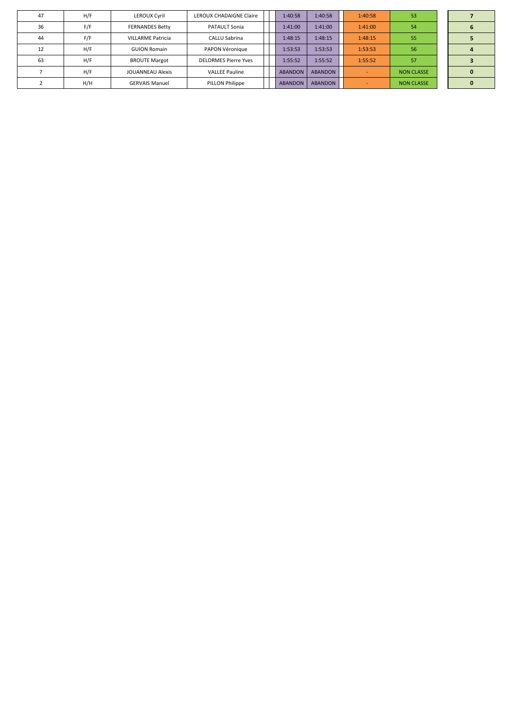| | | | | | | | | | | | |
|---|---|---|---|---|---|---|---|---|---|---|---|
| 47 | H/F | LEROUX Cyril | LEROUX CHADAIGNE Claire | | | 1:40:58 | 1:40:58 | | 1:40:58 | 53 | 7 |
| 36 | F/F | FERNANDES Betty | PATAULT Sonia | | | 1:41:00 | 1:41:00 | | 1:41:00 | 54 | 6 |
| 44 | F/F | VILLARME Patricia | CALLU Sabrina | | | 1:48:15 | 1:48:15 | | 1:48:15 | 55 | 5 |
| 12 | H/F | GUION Romain | PAPON Véronique | | | 1:53:53 | 1:53:53 | | 1:53:53 | 56 | 4 |
| 63 | H/F | BROUTE Margot | DELORMES Pierre Yves | | | 1:55:52 | 1:55:52 | | 1:55:52 | 57 | 3 |
| 7 | H/F | JOUANNEAU Alexis | VALLEE Pauline | | | ABANDON | ABANDON | | - | NON CLASSE | 0 |
| 2 | H/H | GERVAIS Manuel | PILLON Philippe | | | ABANDON | ABANDON | | - | NON CLASSE | 0 |